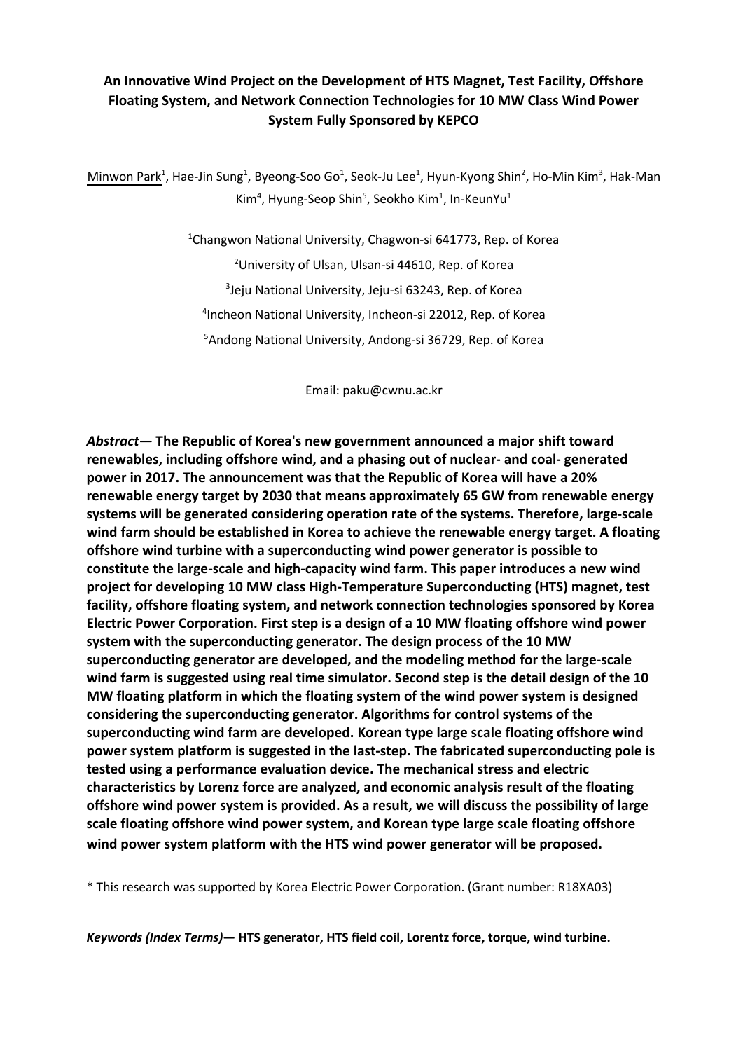# An Innovative Wind Project on the Development of HTS Magnet, Test Facility, Offshore Floating System, and Network Connection Technologies for 10 MW Class Wind Power System Fully Sponsored by KEPCO

Minwon Park[1], Hae-Jin Sung[1], Byeong-Soo Go[1], Seok-Ju Lee[1], Hyun-Kyong Shin[2], Ho-Min Kim[3], Hak-Man Kim[4], Hyung-Seop Shin[5], Seokho Kim[1], In-KeunYu[1]

[1]Changwon National University, Chagwon-si 641773, Rep. of Korea

[2]University of Ulsan, Ulsan-si 44610, Rep. of Korea

[3]Jeju National University, Jeju-si 63243, Rep. of Korea

[4]Incheon National University, Incheon-si 22012, Rep. of Korea

[5]Andong National University, Andong-si 36729, Rep. of Korea

Email: paku@cwnu.ac.kr

***Abstract*— The Republic of Korea's new government announced a major shift toward renewables, including offshore wind, and a phasing out of nuclear- and coal- generated power in 2017. The announcement was that the Republic of Korea will have a 20% renewable energy target by 2030 that means approximately 65 GW from renewable energy systems will be generated considering operation rate of the systems. Therefore, large-scale wind farm should be established in Korea to achieve the renewable energy target. A floating offshore wind turbine with a superconducting wind power generator is possible to constitute the large-scale and high-capacity wind farm. This paper introduces a new wind project for developing 10 MW class High-Temperature Superconducting (HTS) magnet, test facility, offshore floating system, and network connection technologies sponsored by Korea Electric Power Corporation. First step is a design of a 10 MW floating offshore wind power system with the superconducting generator. The design process of the 10 MW superconducting generator are developed, and the modeling method for the large-scale wind farm is suggested using real time simulator. Second step is the detail design of the 10 MW floating platform in which the floating system of the wind power system is designed considering the superconducting generator. Algorithms for control systems of the superconducting wind farm are developed. Korean type large scale floating offshore wind power system platform is suggested in the last-step. The fabricated superconducting pole is tested using a performance evaluation device. The mechanical stress and electric characteristics by Lorenz force are analyzed, and economic analysis result of the floating offshore wind power system is provided. As a result, we will discuss the possibility of large scale floating offshore wind power system, and Korean type large scale floating offshore wind power system platform with the HTS wind power generator will be proposed.**

\* This research was supported by Korea Electric Power Corporation. (Grant number: R18XA03)

***Keywords (Index Terms)*— HTS generator, HTS field coil, Lorentz force, torque, wind turbine.**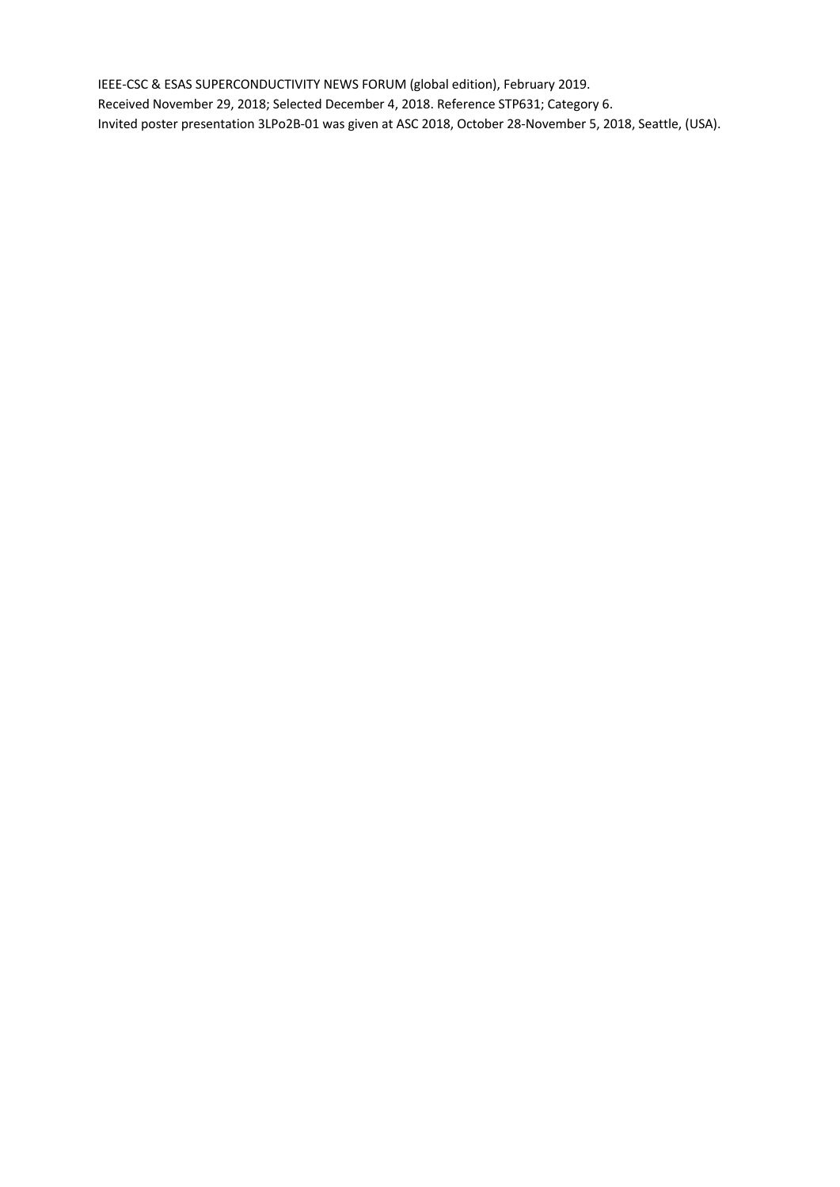IEEE-CSC & ESAS SUPERCONDUCTIVITY NEWS FORUM (global edition), February 2019.

Received November 29, 2018; Selected December 4, 2018. Reference STP631; Category 6.

Invited poster presentation 3LPo2B-01 was given at ASC 2018, October 28-November 5, 2018, Seattle, (USA).